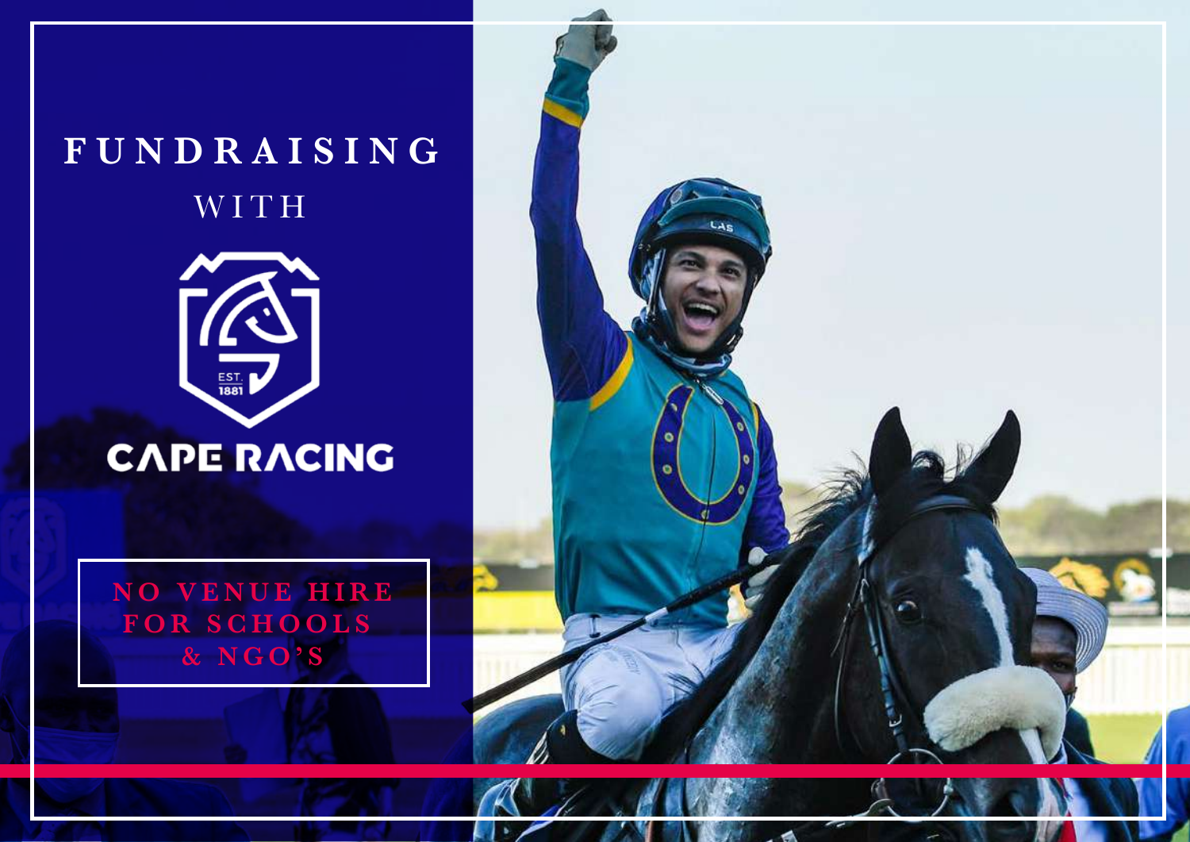# FUNDRAISING

## WITH

CAPE RACING

**NO VENUE HIRE FOR SCHOOLS & NGO'S**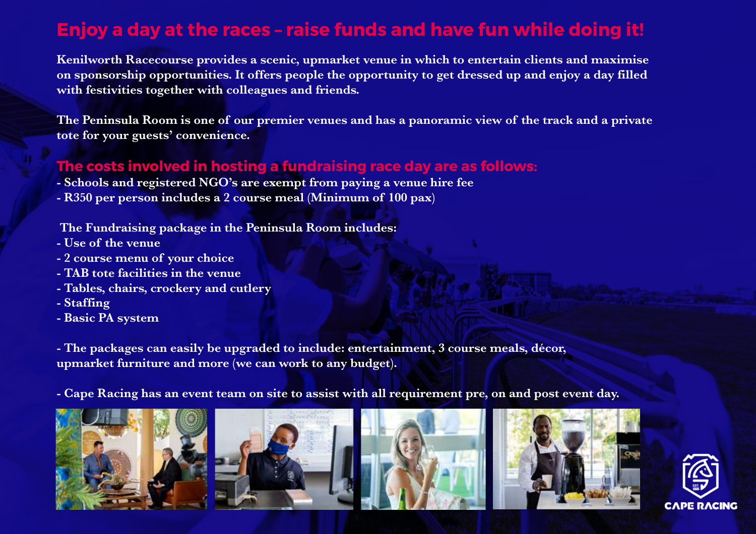# Enjoy a day at the races – raise funds and have fun while doing it!

**Kenilworth Racecourse provides a scenic, upmarket venue in which to entertain clients and maximise on sponsorship opportunities. It offers people the opportunity to get dressed up and enjoy a day filled with festivities together with colleagues and friends.**

**The Peninsula Room is one of our premier venues and has a panoramic view of the track and a private tote for your guests' convenience.**

## The costs involved in hosting a fundraising race day are as follows:

- Schools and registered NGO's are exempt from paying a venue hire fee
- R350 per person includes a 2 course meal (Minimum of 100 pax)

**The Fundraising package in the Peninsula Room includes:**

- Use of the venue
- 2 course menu of your choice
- TAB tote facilities in the venue
- Tables, chairs, crockery and cutlery
- Staffing
- Basic PA system

- The packages can easily be upgraded to include: entertainment, 3 course meals, décor, upmarket furniture and more (we can work to any budget).

- Cape Racing has an event team on site to assist with all requirement pre, on and post event day.

CAPE RACING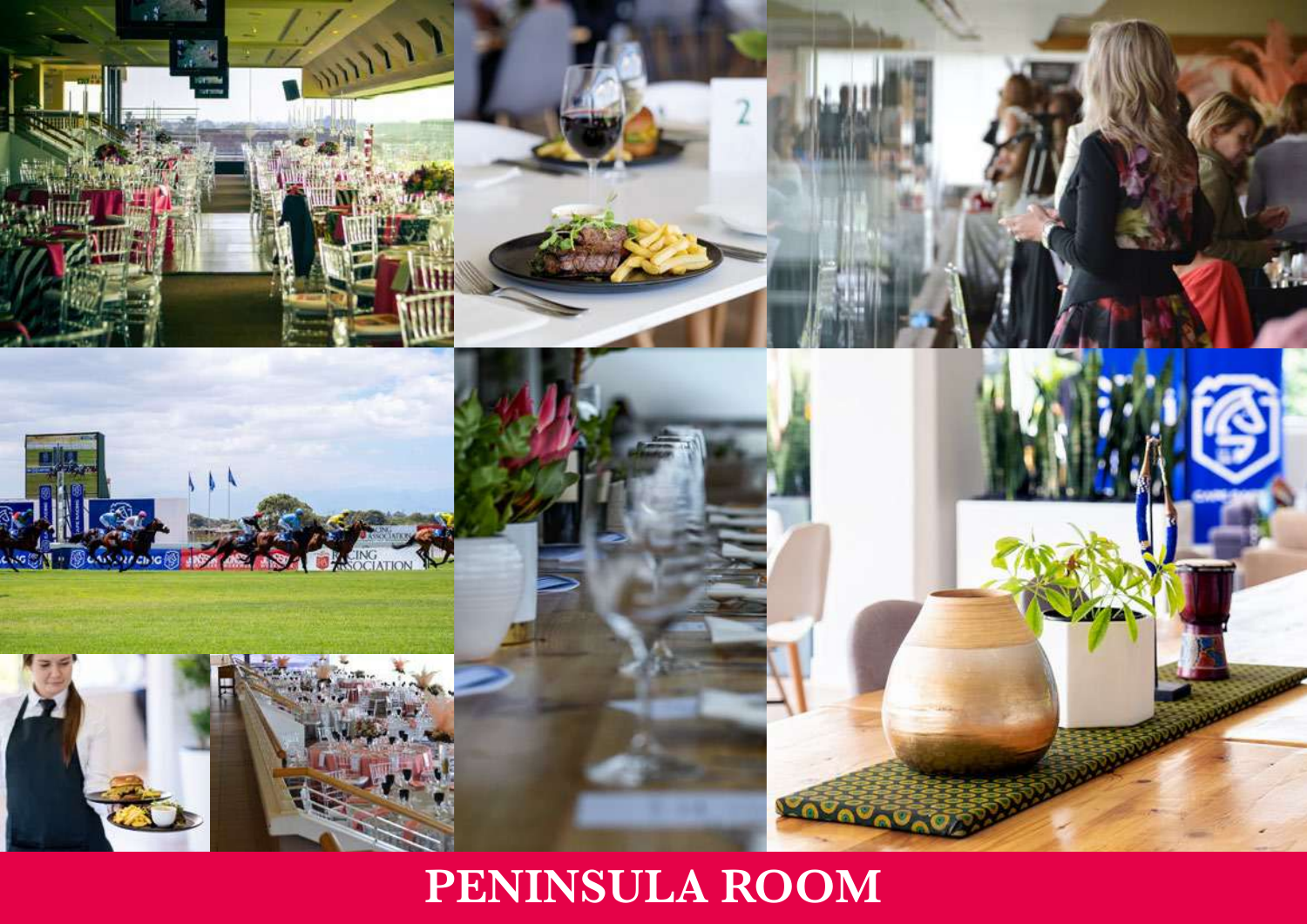# PENINSULA ROOM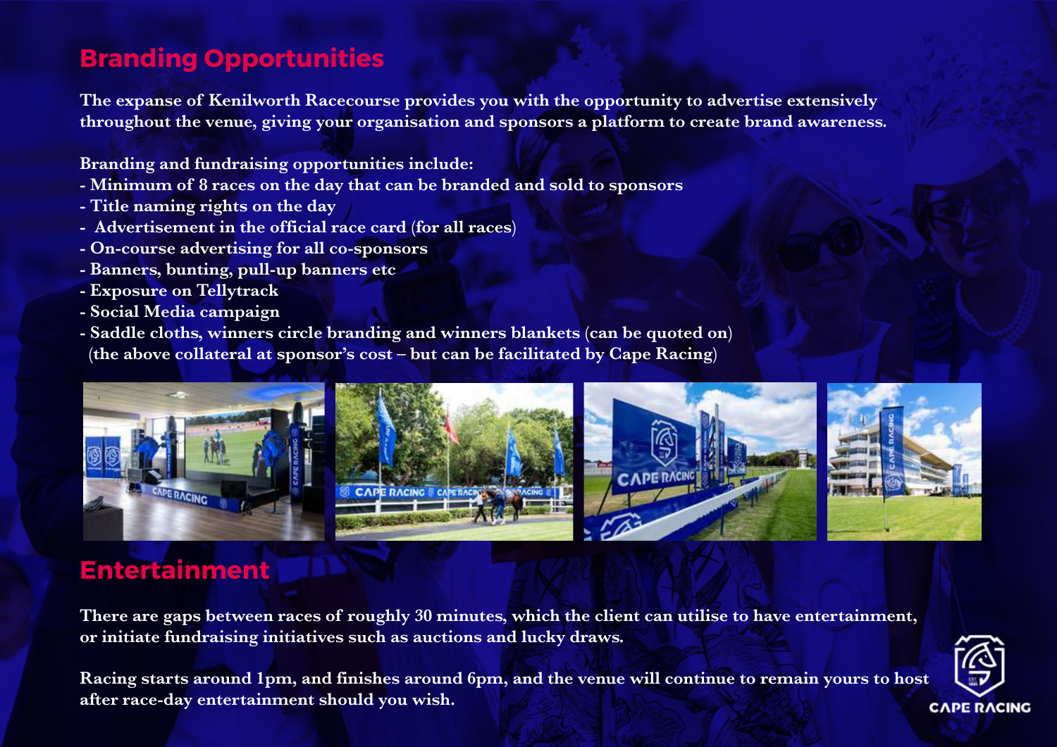## Branding Opportunities

**The expanse of Kenilworth Racecourse provides you with the opportunity to advertise extensively throughout the venue, giving your organisation and sponsors a platform to create brand awareness.**

**Branding and fundraising opportunities include:**

- Minimum of 8 races on the day that can be branded and sold to sponsors
- Title naming rights on the day
- Advertisement in the official race card (for all races)
- On-course advertising for all co-sponsors
- Banners, bunting, pull-up banners etc
- Exposure on Tellytrack
- Social Media campaign
- Saddle cloths, winners circle branding and winners blankets (can be quoted on)
  (the above collateral at sponsor's cost – but can be facilitated by Cape Racing)

## Entertainment

**There are gaps between races of roughly 30 minutes, which the client can utilise to have entertainment, or initiate fundraising initiatives such as auctions and lucky draws.**

**Racing starts around 1pm, and finishes around 6pm, and the venue will continue to remain yours to host after race-day entertainment should you wish.**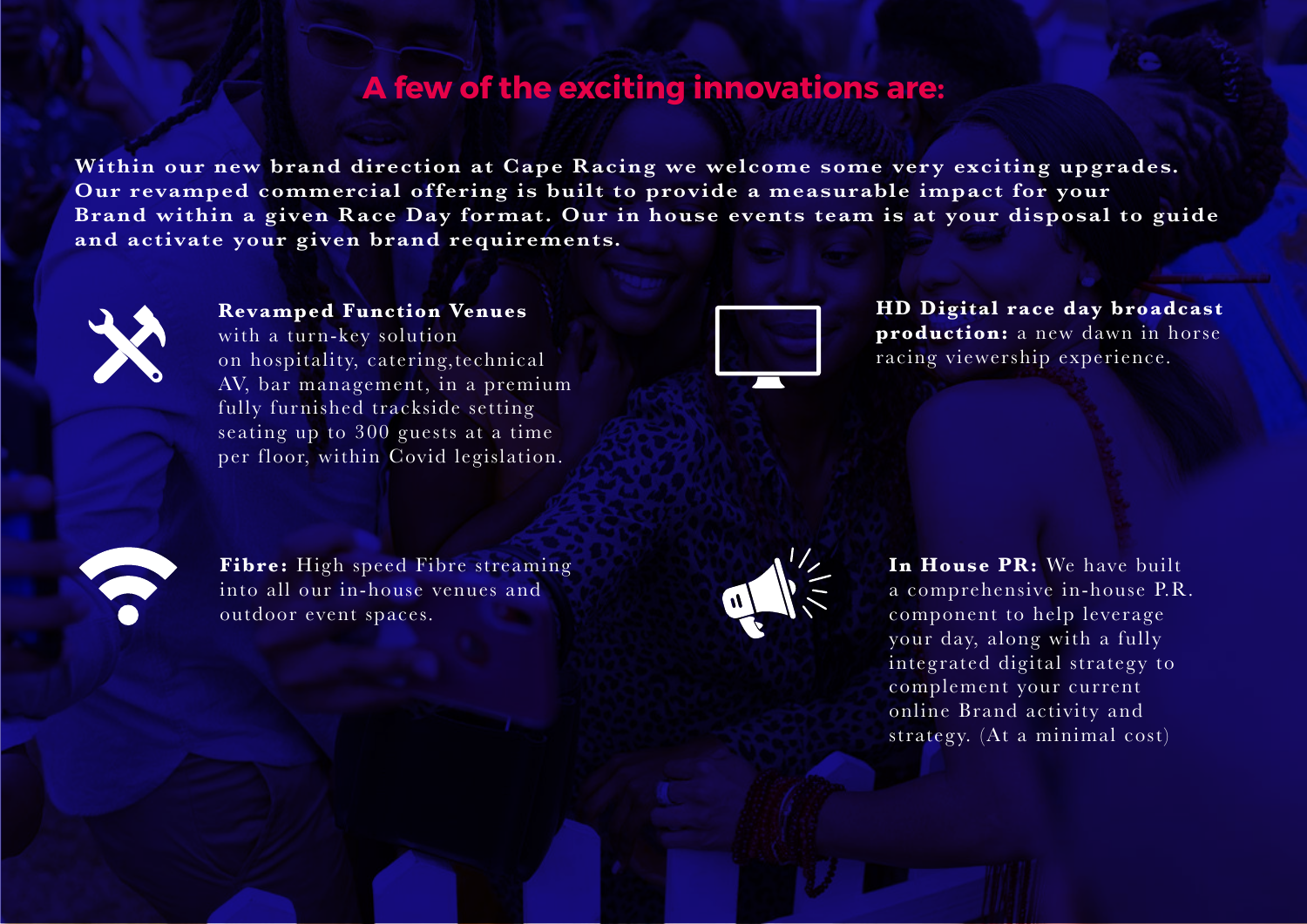# A few of the exciting innovations are:

**Within our new brand direction at Cape Racing we welcome some very exciting upgrades. Our revamped commercial offering is built to provide a measurable impact for your Brand within a given Race Day format. Our in house events team is at your disposal to guide and activate your given brand requirements.**

**Revamped Function Venues** with a turn-key solution on hospitality, catering,technical AV, bar management, in a premium fully furnished trackside setting seating up to 300 guests at a time per floor, within Covid legislation.

**HD Digital race day broadcast production:** a new dawn in horse racing viewership experience.

**Fibre:** High speed Fibre streaming into all our in-house venues and outdoor event spaces.

**In House PR:** We have built a comprehensive in-house P.R. component to help leverage your day, along with a fully integrated digital strategy to complement your current online Brand activity and strategy. (At a minimal cost)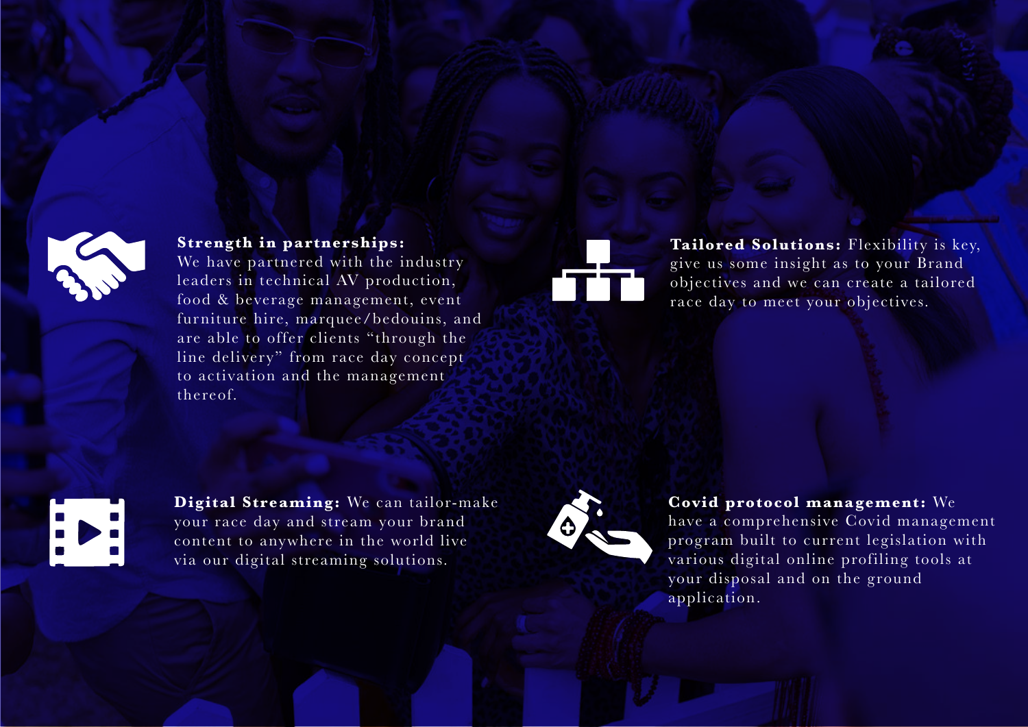**Strength in partnerships:** We have partnered with the industry leaders in technical AV production, food & beverage management, event furniture hire, marquee/bedouins, and are able to offer clients "through the line delivery" from race day concept to activation and the management thereof.

**Tailored Solutions:** Flexibility is key, give us some insight as to your Brand objectives and we can create a tailored race day to meet your objectives.

**Digital Streaming:** We can tailor-make your race day and stream your brand content to anywhere in the world live via our digital streaming solutions.

**Covid protocol management:** We have a comprehensive Covid management program built to current legislation with various digital online profiling tools at your disposal and on the ground application.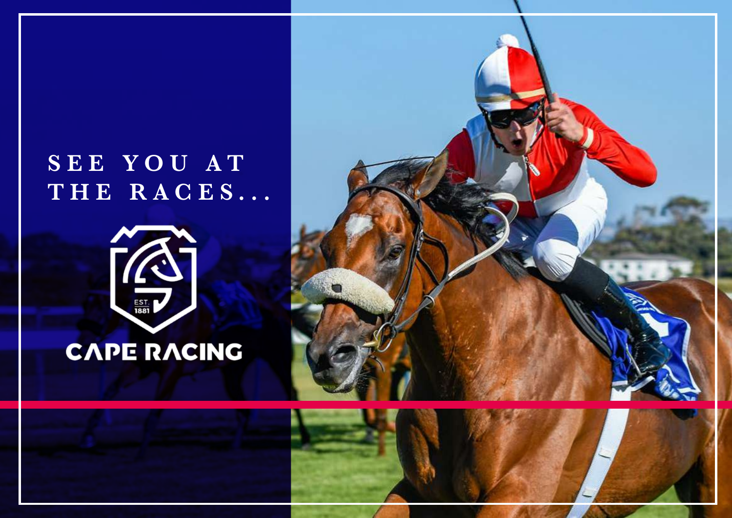SEE YOU AT THE RACES...

EST. 1881

CAPE RACING